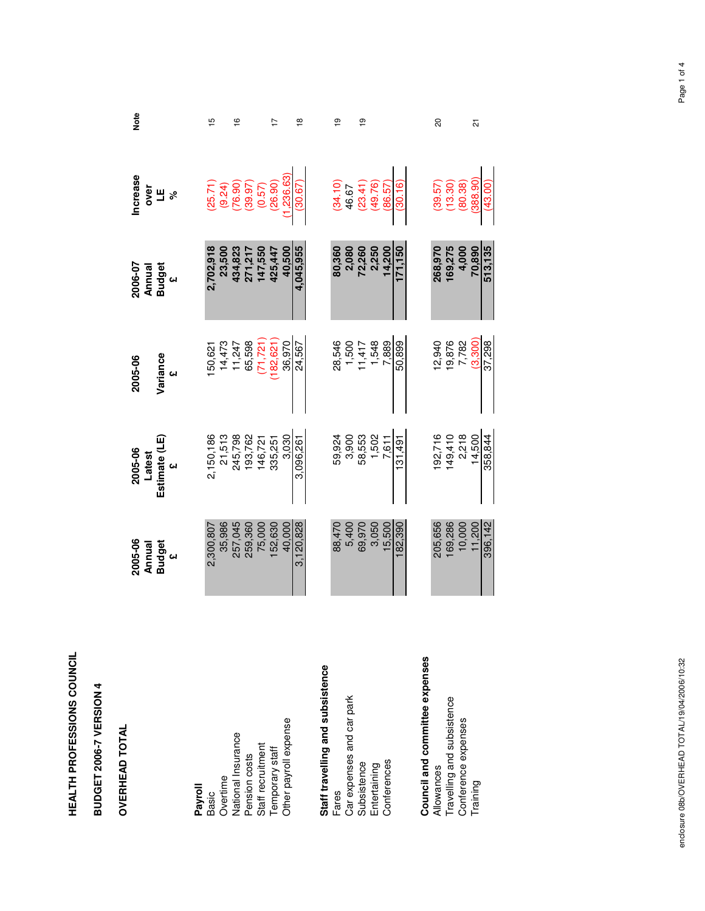# HEALTH PROFESSIONS COUNCIL

## BUDGET 2006-7 VERSION 4

### OVERHEAD TOTAL

| | 2005-06 Annual Budget £ | 2005-06 Latest Estimate (LE) £ | 2005-06 Variance £ | 2006-07 Annual Budget £ | Increase over LE % | Note |
|---|---|---|---|---|---|---|
| **Payroll** | | | | | | |
| Basic | 2,300,807 | 2,150,186 | 150,621 | **2,702,918** | (25.71) | 15 |
| Overtime | 35,986 | 21,513 | 14,473 | **23,500** | (9.24) | |
| National Insurance | 257,045 | 245,798 | 11,247 | **434,823** | (76.90) | 16 |
| Pension costs | 259,360 | 193,762 | 65,598 | **271,217** | (39.97) | |
| Staff recruitment | 75,000 | 146,721 | (71,721) | **147,550** | (0.57) | |
| Temporary staff | 152,630 | 335,251 | (182,621) | **425,447** | (26.90) | 17 |
| Other payroll expense | 40,000 | 3,030 | 36,970 | **40,500** | (1,236.63) | |
| | 3,120,828 | 3,096,261 | 24,567 | **4,045,955** | (30.67) | 18 |
| **Staff travelling and subsistence** | | | | | | |
| Fares | 88,470 | 59,924 | 28,546 | **80,360** | (34.10) | 19 |
| Car expenses and car park | 5,400 | 3,900 | 1,500 | **2,080** | 46.67 | |
| Subsistence | 69,970 | 58,553 | 11,417 | **72,260** | (23.41) | 19 |
| Entertaining | 3,050 | 1,502 | 1,548 | **2,250** | (49.76) | |
| Conferences | 15,500 | 7,611 | 7,889 | **14,200** | (86.57) | |
| | 182,390 | 131,491 | 50,899 | **171,150** | (30.16) | |
| **Council and committee expenses** | | | | | | |
| Allowances | 205,656 | 192,716 | 12,940 | **268,970** | (39.57) | 20 |
| Travelling and subsistence | 169,286 | 149,410 | 19,876 | **169,275** | (13.30) | |
| Conference expenses | 10,000 | 2,218 | 7,782 | **4,000** | (80.38) | |
| Training | 11,200 | 14,500 | (3,300) | **70,890** | (388.90) | 21 |
| | 396,142 | 358,844 | 37,298 | **513,135** | (43.00) | |

enclosure 08b/OVERHEAD TOTAL/19/04/2006/10:32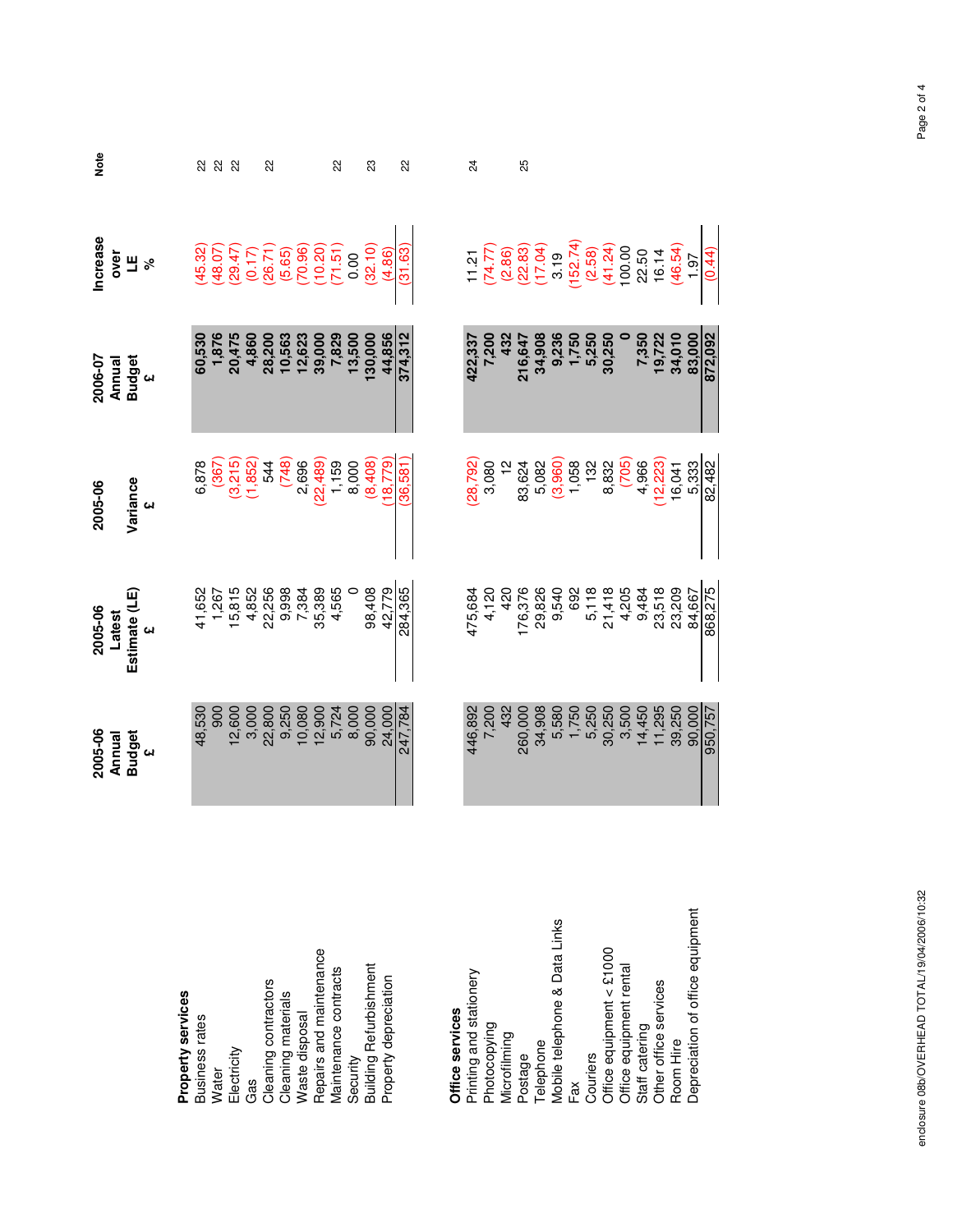| | 2005-06 Annual Budget £ | 2005-06 Latest Estimate (LE) £ | 2005-06 Variance £ | 2006-07 Annual Budget £ | Increase over LE % | Note |
|---|---|---|---|---|---|---|
| **Property services** | | | | | | |
| Business rates | 48,530 | 41,652 | 6,878 | 60,530 | (45.32) | 22 |
| Water | 900 | 1,267 | (367) | 1,876 | (48.07) | 22 |
| Electricity | 12,600 | 15,815 | (3,215) | 20,475 | (29.47) | 22 |
| Gas | 3,000 | 4,852 | (1,852) | 4,860 | (0.17) | |
| Cleaning contractors | 22,800 | 22,256 | 544 | 28,200 | (26.71) | 22 |
| Cleaning materials | 9,250 | 9,998 | (748) | 10,563 | (5.65) | |
| Waste disposal | 10,080 | 7,384 | 2,696 | 12,623 | (70.96) | |
| Repairs and maintenance | 12,900 | 35,389 | (22,489) | 39,000 | (10.20) | |
| Maintenance contracts | 5,724 | 4,565 | 1,159 | 7,829 | (71.51) | 22 |
| Security | 8,000 | 0 | 8,000 | 13,500 | 0.00 | |
| Building Refurbishment | 90,000 | 98,408 | (8,408) | 130,000 | (32.10) | 23 |
| Property depreciation | 24,000 | 42,779 | (18,779) | 44,856 | (4.86) | |
| | 247,784 | 284,365 | (36,581) | 374,312 | (31.63) | 22 |
| **Office services** | | | | | | |
| Printing and stationery | 446,892 | 475,684 | (28,792) | 422,337 | 11.21 | 24 |
| Photocopying | 7,200 | 4,120 | 3,080 | 7,200 | (74.77) | |
| Microfilming | 432 | 420 | 12 | 432 | (2.86) | |
| Postage | 260,000 | 176,376 | 83,624 | 216,647 | (22.83) | 25 |
| Telephone | 34,908 | 29,826 | 5,082 | 34,908 | (17.04) | |
| Mobile telephone & Data Links | 5,580 | 9,540 | (3,960) | 9,236 | 3.19 | |
| Fax | 1,750 | 692 | 1,058 | 1,750 | (152.74) | |
| Couriers | 5,250 | 5,118 | 132 | 5,250 | (2.58) | |
| Office equipment < £1000 | 30,250 | 21,418 | 8,832 | 30,250 | (41.24) | |
| Office equipment rental | 3,500 | 4,205 | (705) | 0 | 100.00 | |
| Staff catering | 14,450 | 9,484 | 4,966 | 7,350 | 22.50 | |
| Other office services | 11,295 | 23,518 | (12,223) | 19,722 | 16.14 | |
| Room Hire | 39,250 | 23,209 | 16,041 | 34,010 | (46.54) | |
| Depreciation of office equipment | 90,000 | 84,667 | 5,333 | 83,000 | 1.97 | |
| | 950,757 | 868,275 | 82,482 | 872,092 | (0.44) | |

enclosure 08b/OVERHEAD TOTAL/19/04/2006/10:32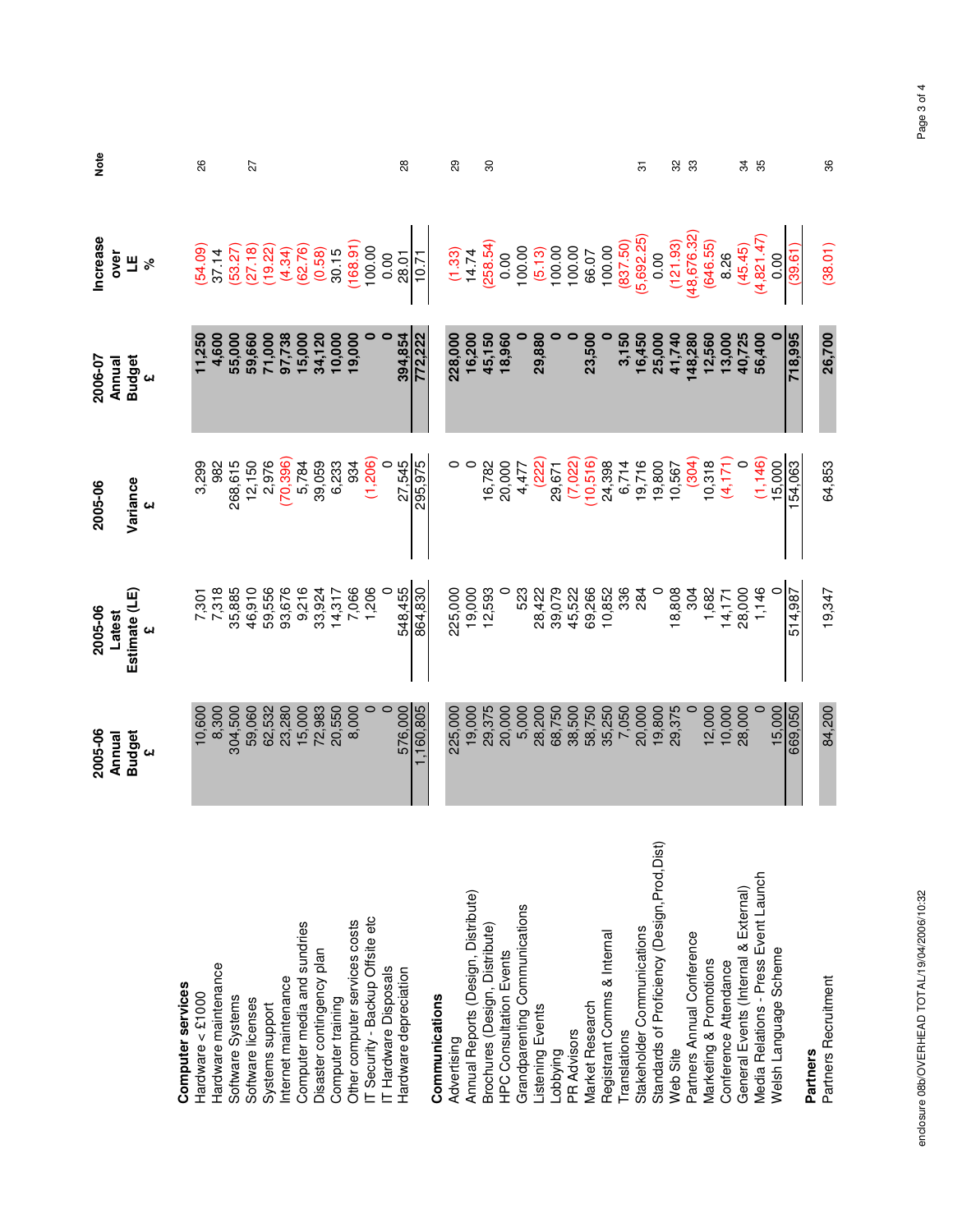| | 2005-06 Annual Budget £ | 2005-06 Latest Estimate (LE) £ | 2005-06 Variance £ | 2006-07 Annual Budget £ | Increase over LE % | Note |
|---|---|---|---|---|---|---|
| **Computer services** | | | | | | |
| Hardware < £1000 | 10,600 | 7,301 | 3,299 | 11,250 | (54.09) | 26 |
| Hardware maintenance | 8,300 | 7,318 | 982 | 4,600 | 37.14 | |
| Software Systems | 304,500 | 35,885 | 268,615 | 55,000 | (53.27) | |
| Software licenses | 59,060 | 46,910 | 12,150 | 59,660 | (27.18) | 27 |
| Systems support | 62,532 | 59,556 | 2,976 | 71,000 | (19.22) | |
| Internet maintenance | 23,280 | 93,676 | (70,396) | 97,738 | (4.34) | |
| Computer media and sundries | 15,000 | 9,216 | 5,784 | 15,000 | (62.76) | |
| Disaster contingency plan | 72,983 | 33,924 | 39,059 | 34,120 | (0.58) | |
| Computer training | 20,550 | 14,317 | 6,233 | 10,000 | 30.15 | |
| Other computer services costs | 8,000 | 7,066 | 934 | 19,000 | (168.91) | |
| IT Security - Backup Offsite etc | 0 | 1,206 | (1,206) | 0 | 100.00 | |
| IT Hardware Disposals | 0 | 0 | 0 | 0 | 0.00 | |
| Hardware depreciation | 576,000 | 548,455 | 27,545 | 394,854 | 28.01 | 28 |
| | 1,160,805 | 864,830 | 295,975 | 772,222 | 10.71 | |
| **Communications** | | | | | | |
| Advertising | 225,000 | 225,000 | 0 | 228,000 | (1.33) | 29 |
| Annual Reports (Design, Distribute) | 19,000 | 19,000 | 0 | 16,200 | 14.74 | |
| Brochures (Design, Distribute) | 29,375 | 12,593 | 16,782 | 45,150 | (258.54) | 30 |
| HPC Consultation Events | 20,000 | 0 | 20,000 | 18,960 | 0.00 | |
| Grandparenting Communications | 5,000 | 523 | 4,477 | 0 | 100.00 | |
| Listening Events | 28,200 | 28,422 | (222) | 29,880 | (5.13) | |
| Lobbying | 68,750 | 39,079 | 29,671 | 0 | 100.00 | |
| PR Advisors | 38,500 | 45,522 | (7,022) | 0 | 100.00 | |
| Market Research | 58,750 | 69,266 | (10,516) | 23,500 | 66.07 | |
| Registrant Comms & Internal | 35,250 | 10,852 | 24,398 | 0 | 100.00 | |
| Translations | 7,050 | 336 | 6,714 | 3,150 | (837.50) | |
| Stakeholder Communications | 20,000 | 284 | 19,716 | 16,450 | (5,692.25) | 31 |
| Standards of Proficiency (Design,Prod,Dist) | 19,800 | 0 | 19,800 | 25,000 | 0.00 | |
| Web Site | 29,375 | 18,808 | 10,567 | 41,740 | (121.93) | 32 |
| Partners Annual Conference | 0 | 304 | (304) | 148,280 | (48,676.32) | 33 |
| Marketing & Promotions | 12,000 | 1,682 | 10,318 | 12,560 | (646.55) | |
| Conference Attendance | 10,000 | 14,171 | (4,171) | 13,000 | 8.26 | |
| General Events (Internal & External) | 28,000 | 28,000 | 0 | 40,725 | (45.45) | 34 |
| Media Relations - Press Event Launch | 0 | 1,146 | (1,146) | 56,400 | (4,821.47) | 35 |
| Welsh Language Scheme | 15,000 | 0 | 15,000 | 0 | 0.00 | |
| | 669,050 | 514,987 | 154,063 | 718,995 | (39.61) | |
| **Partners** | | | | | | |
| Partners Recruitment | 84,200 | 19,347 | 64,853 | 26,700 | (38.01) | 36 |

enclosure 08b/OVERHEAD TOTAL/19/04/2006/10:32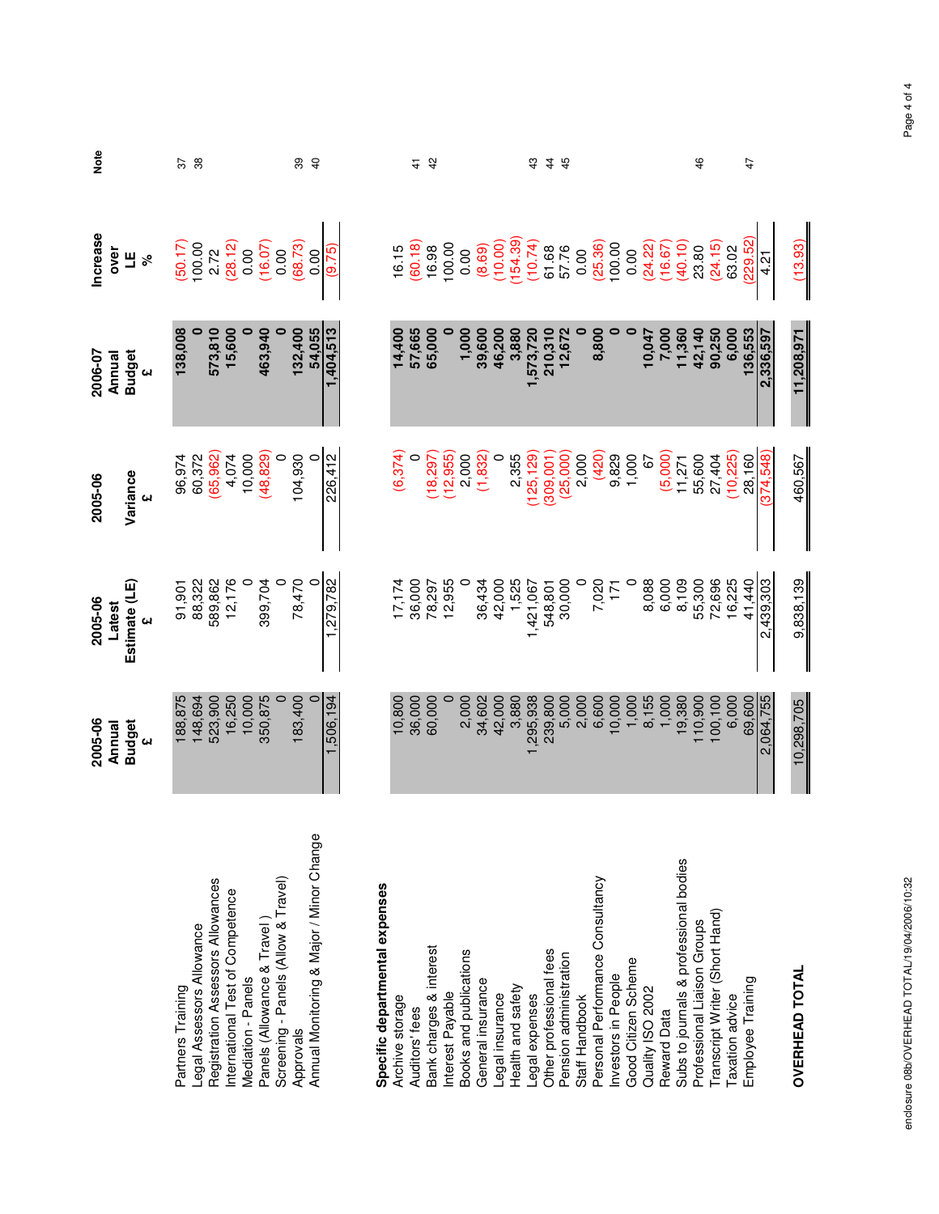| | 2005-06 Annual Budget £ | 2005-06 Latest Estimate (LE) £ | 2005-06 Variance £ | 2006-07 Annual Budget £ | Increase over LE % | Note |
|---|---|---|---|---|---|---|
| Partners Training | 188,875 | 91,901 | 96,974 | 138,008 | (50.17) | 37 |
| Legal Assessors Allowance | 148,694 | 88,322 | 60,372 | 0 | 100.00 | 38 |
| Registration Assessors Allowances | 523,900 | 589,862 | (65,962) | 573,810 | 2.72 | |
| International Test of Competence | 16,250 | 12,176 | 4,074 | 15,600 | (28.12) | |
| Mediation - Panels | 10,000 | 0 | 10,000 | 0 | 0.00 | |
| Panels (Allowance & Travel ) | 350,875 | 399,704 | (48,829) | 463,940 | (16.07) | |
| Screening - Panels (Allow & Travel) | 0 | 0 | 0 | 0 | 0.00 | |
| Approvals | 183,400 | 78,470 | 104,930 | 132,400 | (68.73) | 39 |
| Annual Monitoring & Major / Minor Change | 0 | 0 | 0 | 54,055 | 0.00 | 40 |
| | 1,506,194 | 1,279,782 | 226,412 | 1,404,513 | (9.75) | |
| **Specific departmental expenses** | | | | | | |
| Archive storage | 10,800 | 17,174 | (6,374) | 14,400 | 16.15 | |
| Auditors' fees | 36,000 | 36,000 | 0 | 57,665 | (60.18) | 41 |
| Bank charges & interest | 60,000 | 78,297 | (18,297) | 65,000 | 16.98 | 42 |
| Interest Payable | 0 | 12,955 | (12,955) | 0 | 100.00 | |
| Books and publications | 2,000 | 0 | 2,000 | 1,000 | 0.00 | |
| General insurance | 34,602 | 36,434 | (1,832) | 39,600 | (8.69) | |
| Legal insurance | 42,000 | 42,000 | 0 | 46,200 | (10.00) | |
| Health and safety | 3,880 | 1,525 | 2,355 | 3,880 | (154.39) | |
| Legal expenses | 1,295,938 | 1,421,067 | (125,129) | 1,573,720 | (10.74) | 43 |
| Other professional fees | 239,800 | 548,801 | (309,001) | 210,310 | 61.68 | 44 |
| Pension administration | 5,000 | 30,000 | (25,000) | 12,672 | 57.76 | 45 |
| Staff Handbook | 2,000 | 0 | 2,000 | 0 | 0.00 | |
| Personal Performance Consultancy | 6,600 | 7,020 | (420) | 8,800 | (25.36) | |
| Investors in People | 10,000 | 171 | 9,829 | 0 | 100.00 | |
| Good Citizen Scheme | 1,000 | 0 | 1,000 | 0 | 0.00 | |
| Quality ISO 2002 | 8,155 | 8,088 | 67 | 10,047 | (24.22) | |
| Reward Data | 1,000 | 6,000 | (5,000) | 7,000 | (16.67) | |
| Subs to journals & professional bodies | 19,380 | 8,109 | 11,271 | 11,360 | (40.10) | |
| Professional Liaison Groups | 110,900 | 55,300 | 55,600 | 42,140 | 23.80 | 46 |
| Transcript Writer (Short Hand) | 100,100 | 72,696 | 27,404 | 90,250 | (24.15) | |
| Taxation advice | 6,000 | 16,225 | (10,225) | 6,000 | 63.02 | |
| Employee Training | 69,600 | 41,440 | 28,160 | 136,553 | (229.52) | 47 |
| | 2,064,755 | 2,439,303 | (374,548) | 2,336,597 | 4.21 | |
| **OVERHEAD TOTAL** | 10,298,705 | 9,838,139 | 460,567 | 11,208,971 | (13.93) | |

enclosure 08b/OVERHEAD TOTAL/19/04/2006/10:32